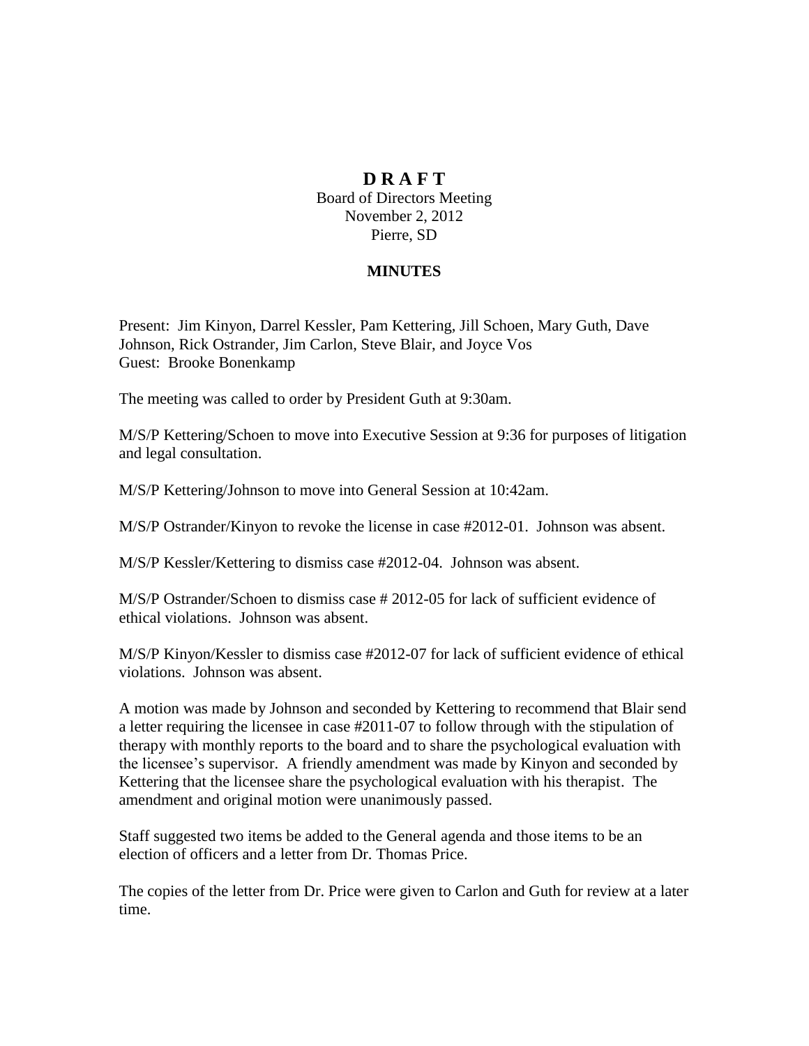# D R A F T

Board of Directors Meeting
November 2, 2012
Pierre, SD

**MINUTES**

Present: Jim Kinyon, Darrel Kessler, Pam Kettering, Jill Schoen, Mary Guth, Dave Johnson, Rick Ostrander, Jim Carlon, Steve Blair, and Joyce Vos
Guest: Brooke Bonenkamp

The meeting was called to order by President Guth at 9:30am.

M/S/P Kettering/Schoen to move into Executive Session at 9:36 for purposes of litigation and legal consultation.

M/S/P Kettering/Johnson to move into General Session at 10:42am.

M/S/P Ostrander/Kinyon to revoke the license in case #2012-01. Johnson was absent.

M/S/P Kessler/Kettering to dismiss case #2012-04. Johnson was absent.

M/S/P Ostrander/Schoen to dismiss case # 2012-05 for lack of sufficient evidence of ethical violations. Johnson was absent.

M/S/P Kinyon/Kessler to dismiss case #2012-07 for lack of sufficient evidence of ethical violations. Johnson was absent.

A motion was made by Johnson and seconded by Kettering to recommend that Blair send a letter requiring the licensee in case #2011-07 to follow through with the stipulation of therapy with monthly reports to the board and to share the psychological evaluation with the licensee's supervisor. A friendly amendment was made by Kinyon and seconded by Kettering that the licensee share the psychological evaluation with his therapist. The amendment and original motion were unanimously passed.

Staff suggested two items be added to the General agenda and those items to be an election of officers and a letter from Dr. Thomas Price.

The copies of the letter from Dr. Price were given to Carlon and Guth for review at a later time.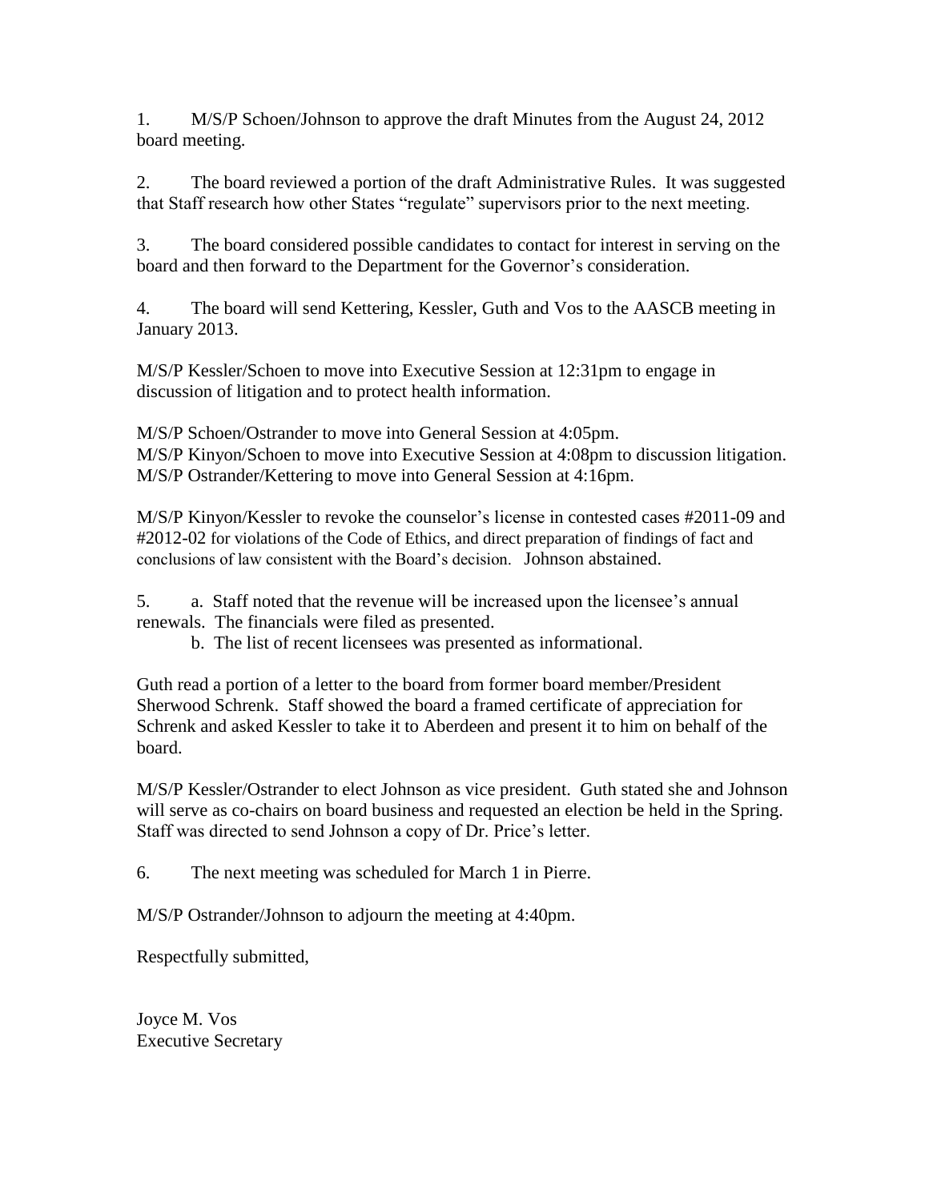1. M/S/P Schoen/Johnson to approve the draft Minutes from the August 24, 2012 board meeting.

2. The board reviewed a portion of the draft Administrative Rules. It was suggested that Staff research how other States "regulate" supervisors prior to the next meeting.

3. The board considered possible candidates to contact for interest in serving on the board and then forward to the Department for the Governor's consideration.

4. The board will send Kettering, Kessler, Guth and Vos to the AASCB meeting in January 2013.

M/S/P Kessler/Schoen to move into Executive Session at 12:31pm to engage in discussion of litigation and to protect health information.

M/S/P Schoen/Ostrander to move into General Session at 4:05pm.
M/S/P Kinyon/Schoen to move into Executive Session at 4:08pm to discussion litigation.
M/S/P Ostrander/Kettering to move into General Session at 4:16pm.

M/S/P Kinyon/Kessler to revoke the counselor's license in contested cases #2011-09 and #2012-02 for violations of the Code of Ethics, and direct preparation of findings of fact and conclusions of law consistent with the Board's decision. Johnson abstained.

5. a. Staff noted that the revenue will be increased upon the licensee's annual renewals. The financials were filed as presented.
   b. The list of recent licensees was presented as informational.

Guth read a portion of a letter to the board from former board member/President Sherwood Schrenk. Staff showed the board a framed certificate of appreciation for Schrenk and asked Kessler to take it to Aberdeen and present it to him on behalf of the board.

M/S/P Kessler/Ostrander to elect Johnson as vice president. Guth stated she and Johnson will serve as co-chairs on board business and requested an election be held in the Spring. Staff was directed to send Johnson a copy of Dr. Price's letter.

6. The next meeting was scheduled for March 1 in Pierre.

M/S/P Ostrander/Johnson to adjourn the meeting at 4:40pm.

Respectfully submitted,

Joyce M. Vos
Executive Secretary